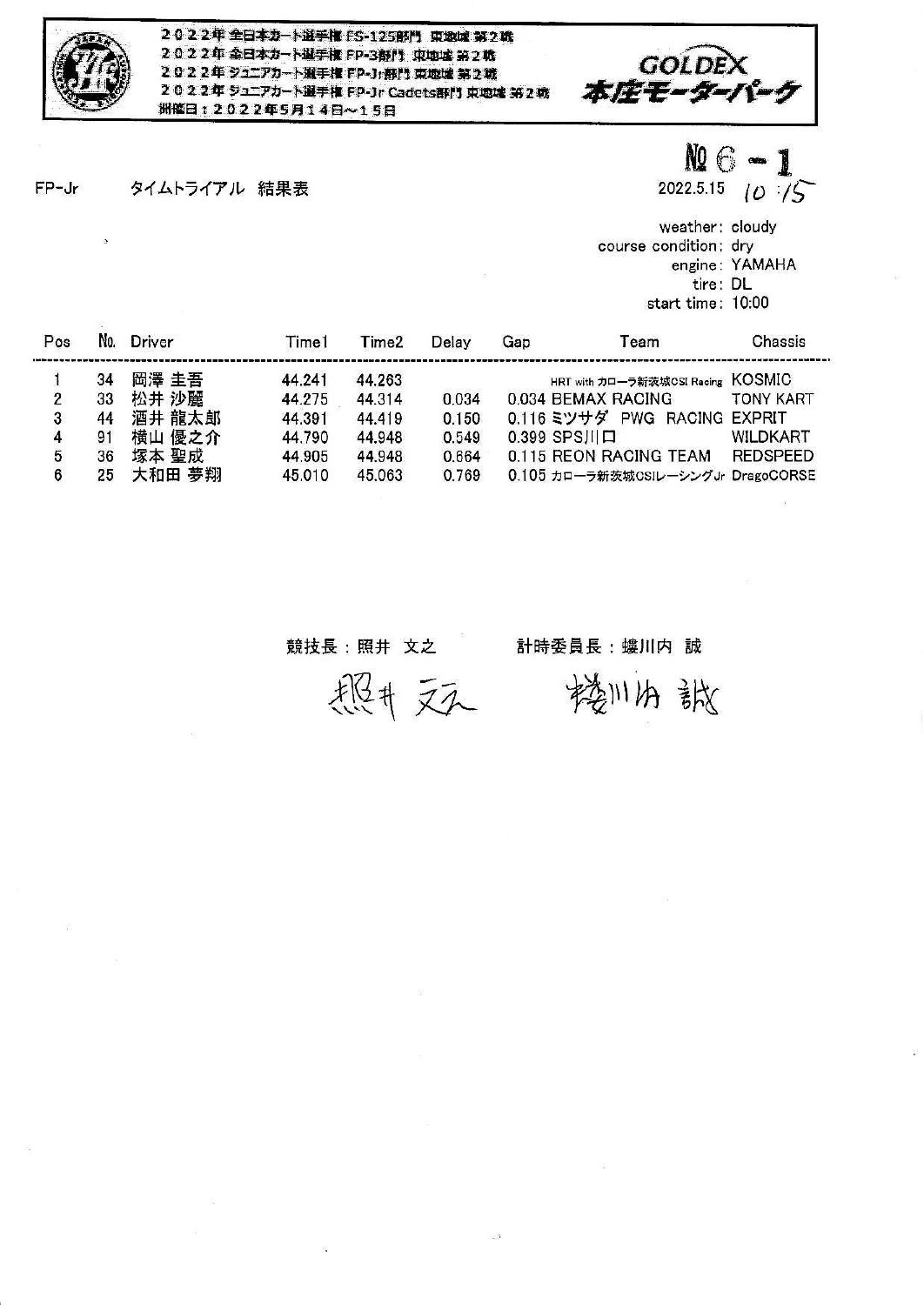2022年 全日本カート選手権 FS-125部門 東地域 第2戦
2022年 全日本カート選手権 FP-3部門 東地域 第2戦
2022年 ジュニアカート選手権 FP-Jr部門 東地域 第2戦
2022年 ジュニアカート選手権 FP-Jr Cadets部門 東地域 第2戦
開催日：2022年5月14日～15日

GOLDEX 本庄モーターパーク

№ 6 - 1

FP-Jr タイムトライアル 結果表

2022.5.15 10:15

weather: cloudy
course condition: dry
engine: YAMAHA
tire: DL
start time: 10:00

| Pos | No. | Driver | Time1 | Time2 | Delay | Gap | Team | Chassis |
|---|---|---|---|---|---|---|---|---|
| 1 | 34 | 岡澤 圭吾 | 44.241 | 44.263 | | | HRT with カローラ新茨城CSI Racing | KOSMIC |
| 2 | 33 | 松井 沙麗 | 44.275 | 44.314 | 0.034 | 0.034 | BEMAX RACING | TONY KART |
| 3 | 44 | 酒井 龍太郎 | 44.391 | 44.419 | 0.150 | 0.116 | ミツサダ PWG RACING | EXPRIT |
| 4 | 91 | 横山 優之介 | 44.790 | 44.948 | 0.549 | 0.399 | SPS川口 | WILDKART |
| 5 | 36 | 塚本 聖成 | 44.905 | 44.948 | 0.664 | 0.115 | REON RACING TEAM | REDSPEED |
| 6 | 25 | 大和田 夢翔 | 45.010 | 45.063 | 0.769 | 0.105 | カローラ新茨城CSIレーシングJr | DragoCORSE |

競技長：照井 文之　　計時委員長：嶁川内 誠

照井 文之　　嶁川内 誠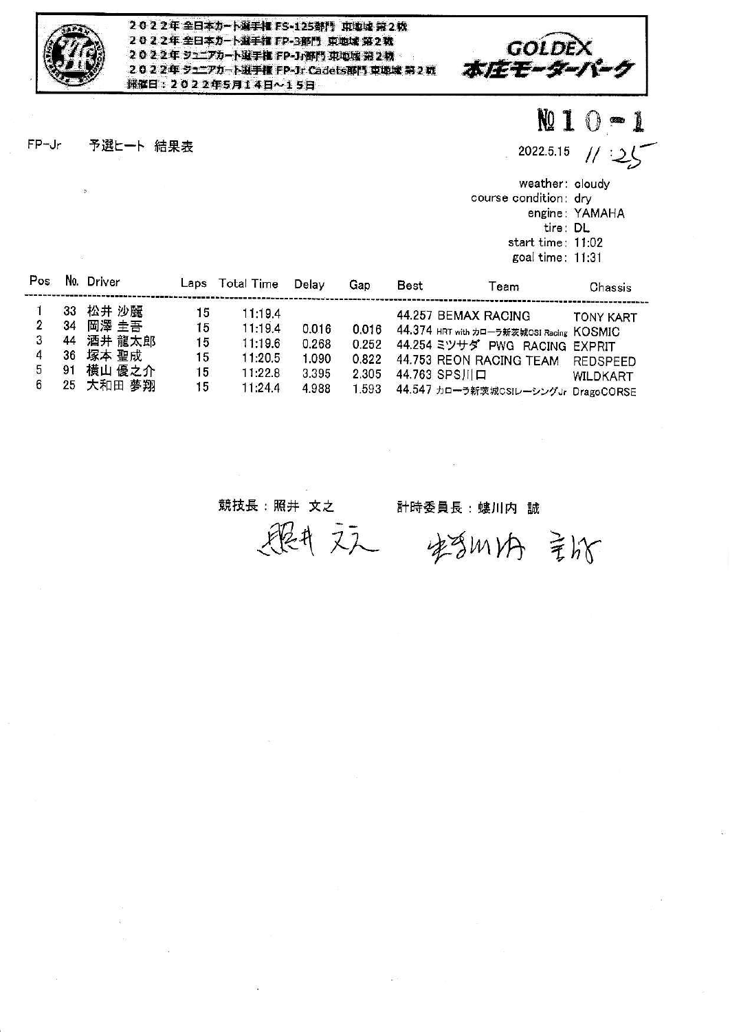2022年 全日本カート選手権 FS-125部門 東地域 第2戦
2022年 全日本カート選手権 FP-3部門 東地域 第2戦
2022年 ジュニアカート選手権 FP-Jr部門 東地域 第2戦
2022年 ジュニアカート選手権 FP-Jr Cadets部門 東地域 第2戦
開催日：2022年5月14日～15日

GOLDEX 本庄モーターパーク

№10-1

FP-Jr　予選ヒート 結果表

2022.5.15　11:25

weather: cloudy
course condition: dry
engine: YAMAHA
tire: DL
start time: 11:02
goal time: 11:31

| Pos | No. | Driver | Laps | Total Time | Delay | Gap | Best | Team | Chassis |
|---|---|---|---|---|---|---|---|---|---|
| 1 | 33 | 松井 沙麗 | 15 | 11:19.4 | | | 44.257 | BEMAX RACING | TONY KART |
| 2 | 34 | 岡澤 圭吾 | 15 | 11:19.4 | 0.016 | 0.016 | 44.374 | HRT with カローラ新茨城CSI Racing | KOSMIC |
| 3 | 44 | 酒井 龍太郎 | 15 | 11:19.6 | 0.268 | 0.252 | 44.254 | ミツサダ PWG RACING | EXPRIT |
| 4 | 36 | 塚本 聖成 | 15 | 11:20.5 | 1.090 | 0.822 | 44.753 | REON RACING TEAM | REDSPEED |
| 5 | 91 | 横山 優之介 | 15 | 11:22.8 | 3.395 | 2.305 | 44.763 | SPS川口 | WILDKART |
| 6 | 25 | 大和田 夢翔 | 15 | 11:24.4 | 4.988 | 1.593 | 44.547 | カローラ新茨城CSIレーシングJr | DragoCORSE |

競技長：照井 文之　　　計時委員長：蟻川内 誠

照井 文之　　蟻川内 誠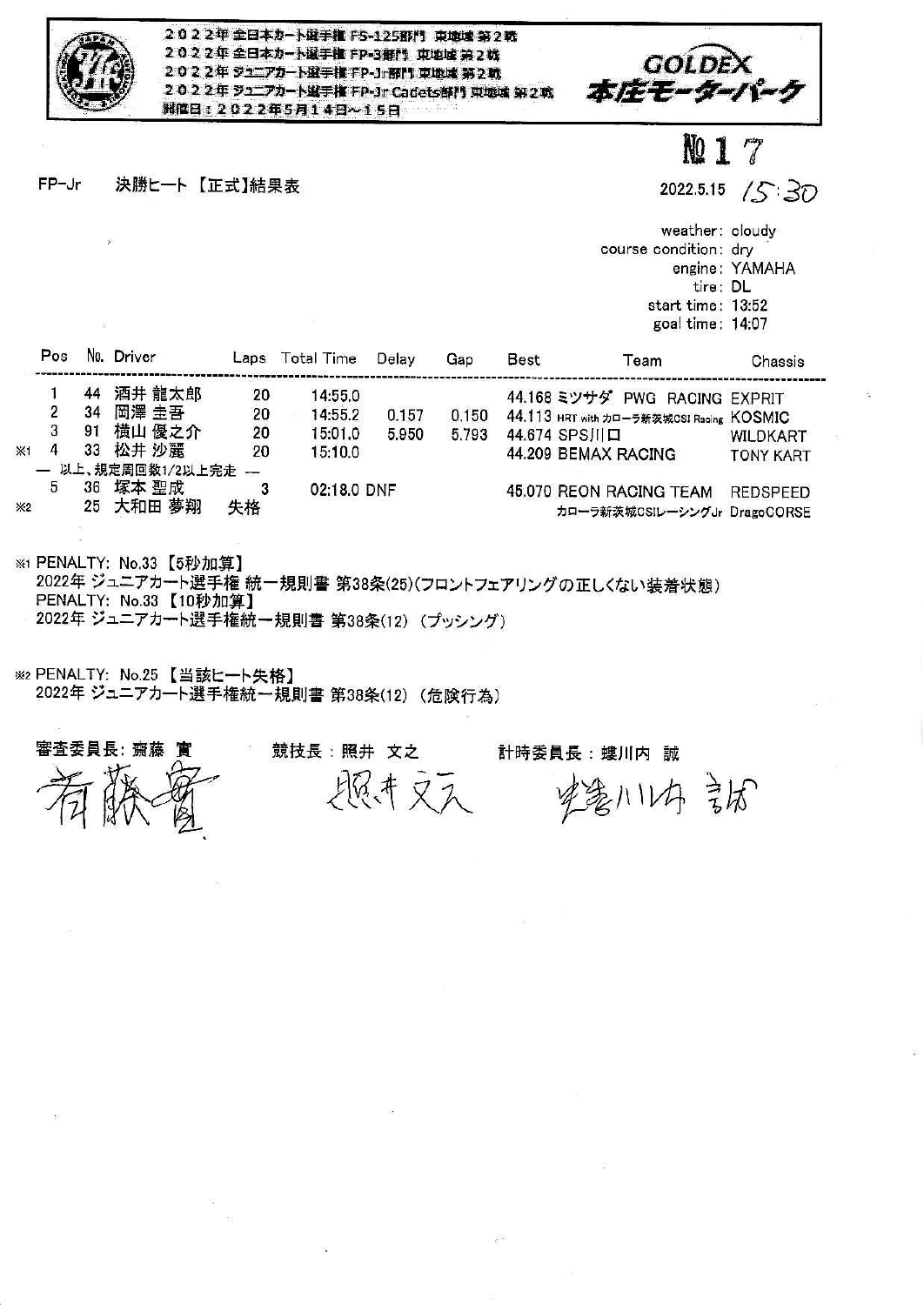2022年 全日本カート選手権 FS-125部門 東地域 第2戦
2022年 全日本カート選手権 FP-3部門 東地域 第2戦
2022年 ジュニアカート選手権 FP-Jr部門 東地域 第2戦
2022年 ジュニアカート選手権 FP-Jr Cadets部門 東地域 第2戦
開催日：2022年5月14日～15日

GOLDEX 本庄モーターパーク

№17

FP-Jr　決勝ヒート【正式】結果表

2022.5.15 15:30

weather: cloudy
course condition: dry
engine: YAMAHA
tire: DL
start time: 13:52
goal time: 14:07

| | Pos | No. | Driver | Laps | Total Time | Delay | Gap | Best | Team | Chassis |
|---|---|---|---|---|---|---|---|---|---|---|
| | 1 | 44 | 酒井 龍太郎 | 20 | 14:55.0 | | | 44.168 | ミツサダ PWG RACING | EXPRIT |
| | 2 | 34 | 岡澤 圭吾 | 20 | 14:55.2 | 0.157 | 0.150 | 44.113 | HRT with カローラ新茨城CSI Racing | KOSMIC |
| | 3 | 91 | 横山 優之介 | 20 | 15:01.0 | 5.950 | 5.793 | 44.674 | SPS川口 | WILDKART |
| ※1 | 4 | 33 | 松井 沙麗 | 20 | 15:10.0 | | | 44.209 | BEMAX RACING | TONY KART |
| | — 以上、規定周回数1/2以上完走 — | | | | | | | | | |
| | 5 | 36 | 塚本 聖成 | 3 | 02:18.0 DNF | | | 45.070 | REON RACING TEAM | REDSPEED |
| ※2 | | 25 | 大和田 夢翔 | 失格 | | | | | カローラ新茨城CSIレーシングJr | DragoCORSE |

※1 PENALTY: No.33【5秒加算】
2022年 ジュニアカート選手権 統一規則書 第38条(25)(フロントフェアリングの正しくない装着状態)
PENALTY: No.33【10秒加算】
2022年 ジュニアカート選手権統一規則書 第38条(12) (プッシング)

※2 PENALTY: No.25【当該ヒート失格】
2022年 ジュニアカート選手権統一規則書 第38条(12) (危険行為)

審査委員長: 齋藤 實　　競技長：照井 文之　　計時委員長：蝮川内 誠